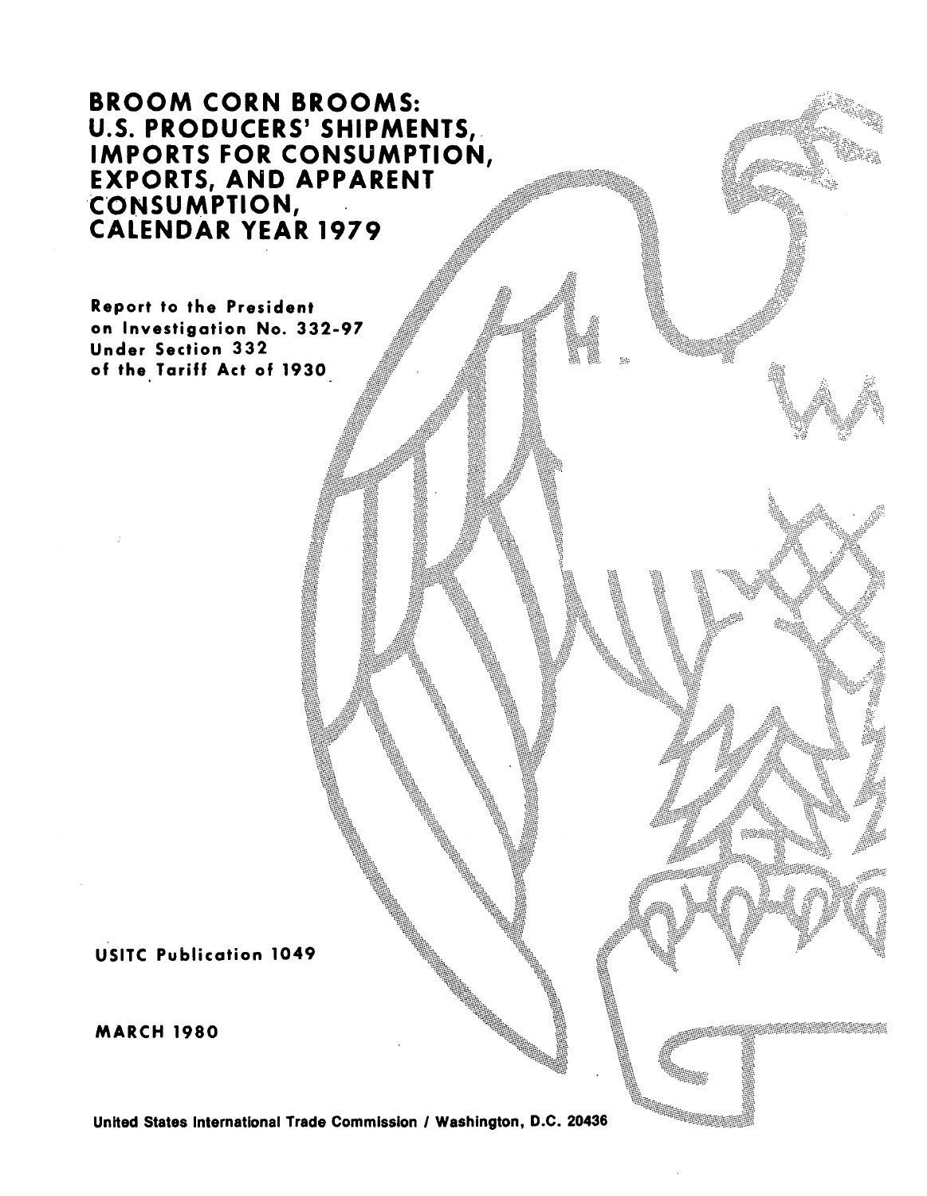# BROOM CORN BROOMS: U.S. PRODUCERS' SHIPMENTS, IMPORTS FOR CONSUMPTION, EXPORTS, AND APPARENT CONSUMPTION, CALENDAR YEAR 1979

Report to the President on Investigation No. 332-97 Under Section 332 of the Tariff Act of 1930

USITC Publication 1049

MARCH 1980

United States International Trade Commission / Washington, D.C. 20436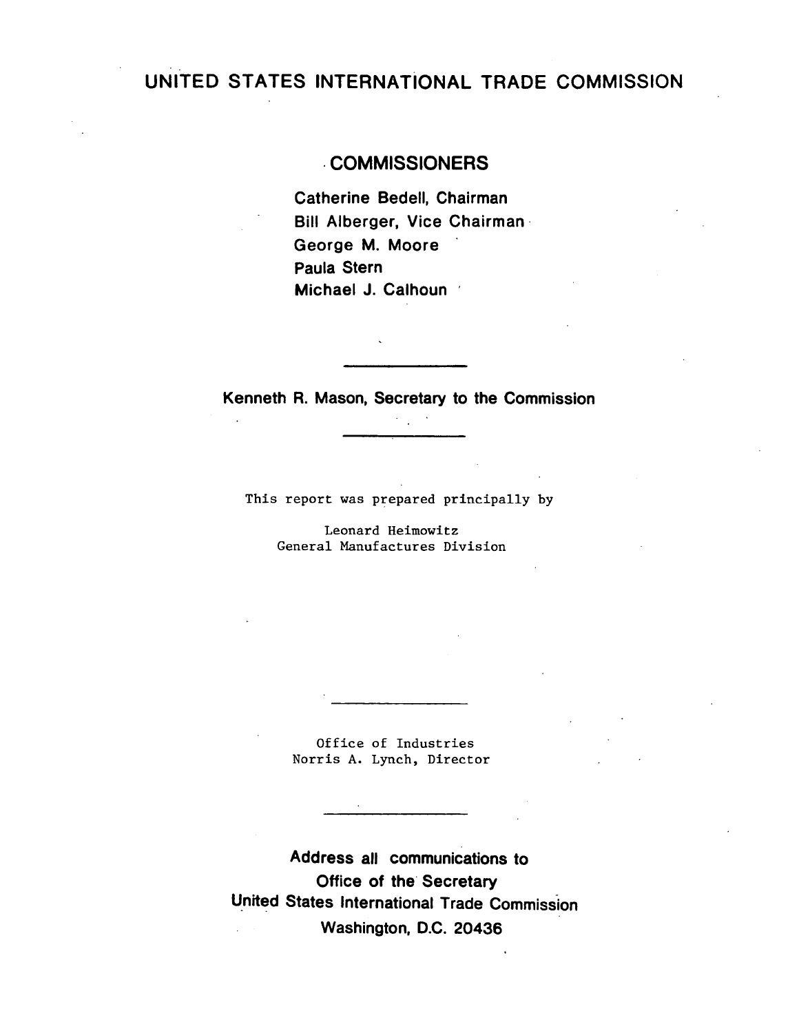# UNITED STATES INTERNATIONAL TRADE COMMISSION

## COMMISSIONERS

Catherine Bedell, Chairman
Bill Alberger, Vice Chairman
George M. Moore
Paula Stern
Michael J. Calhoun

---

Kenneth R. Mason, Secretary to the Commission

---

This report was prepared principally by

Leonard Heimowitz
General Manufactures Division

---

Office of Industries
Norris A. Lynch, Director

---

**Address all communications to**
**Office of the Secretary**
**United States International Trade Commission**
**Washington, D.C. 20436**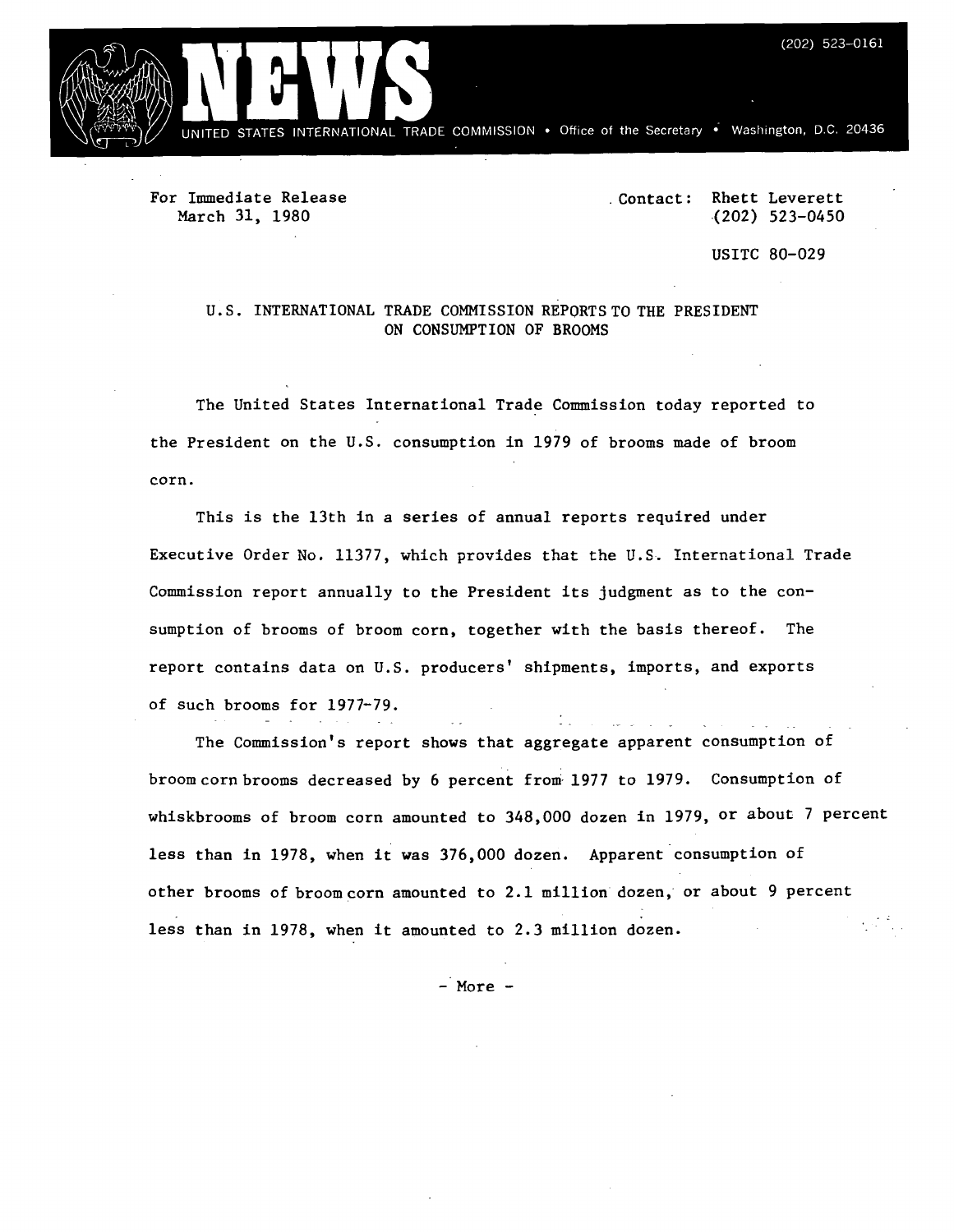# NEWS

UNITED STATES INTERNATIONAL TRADE COMMISSION • Office of the Secretary • Washington, D.C. 20436

(202) 523-0161

For Immediate Release
March 31, 1980

Contact: Rhett Leverett
(202) 523-0450

USITC 80-029

## U.S. INTERNATIONAL TRADE COMMISSION REPORTS TO THE PRESIDENT ON CONSUMPTION OF BROOMS

The United States International Trade Commission today reported to the President on the U.S. consumption in 1979 of brooms made of broom corn.

This is the 13th in a series of annual reports required under Executive Order No. 11377, which provides that the U.S. International Trade Commission report annually to the President its judgment as to the consumption of brooms of broom corn, together with the basis thereof. The report contains data on U.S. producers' shipments, imports, and exports of such brooms for 1977-79.

The Commission's report shows that aggregate apparent consumption of broom corn brooms decreased by 6 percent from 1977 to 1979. Consumption of whiskbrooms of broom corn amounted to 348,000 dozen in 1979, or about 7 percent less than in 1978, when it was 376,000 dozen. Apparent consumption of other brooms of broom corn amounted to 2.1 million dozen, or about 9 percent less than in 1978, when it amounted to 2.3 million dozen.

- More -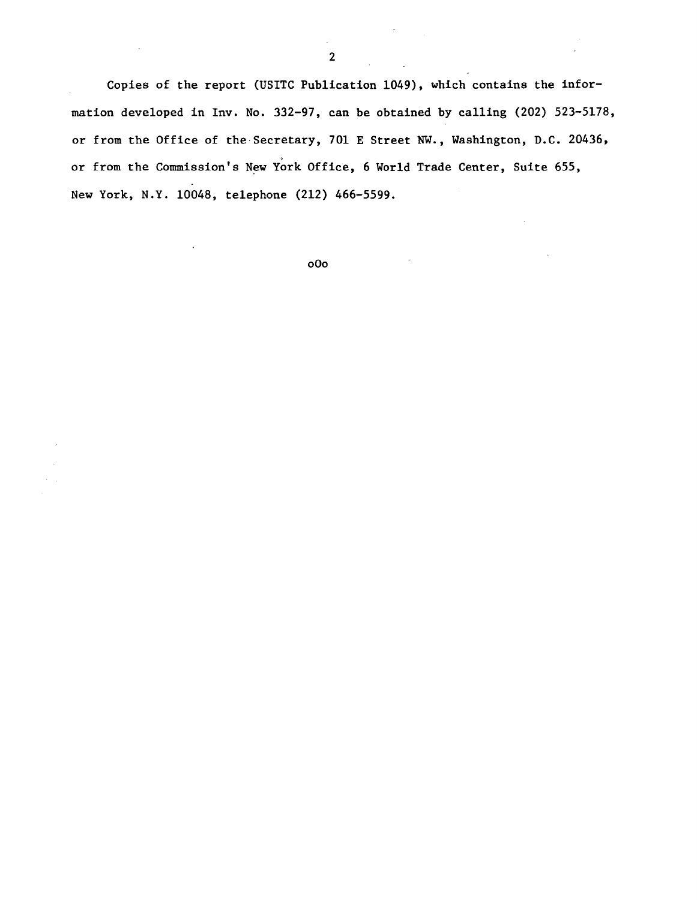Copies of the report (USITC Publication 1049), which contains the information developed in Inv. No. 332-97, can be obtained by calling (202) 523-5178, or from the Office of the Secretary, 701 E Street NW., Washington, D.C. 20436, or from the Commission's New York Office, 6 World Trade Center, Suite 655, New York, N.Y. 10048, telephone (212) 466-5599.

oOo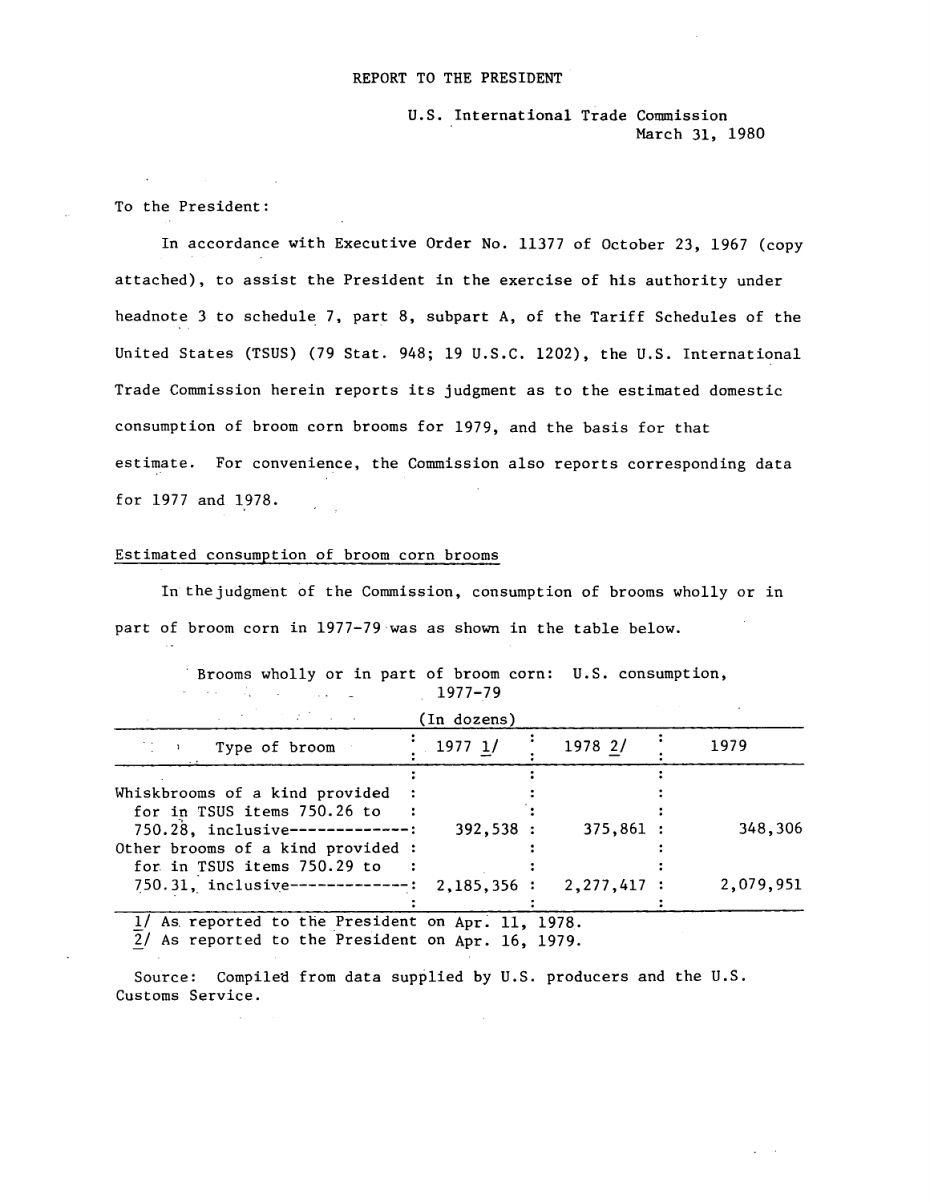REPORT TO THE PRESIDENT

U.S. International Trade Commission
March 31, 1980

To the President:

In accordance with Executive Order No. 11377 of October 23, 1967 (copy attached), to assist the President in the exercise of his authority under headnote 3 to schedule 7, part 8, subpart A, of the Tariff Schedules of the United States (TSUS) (79 Stat. 948; 19 U.S.C. 1202), the U.S. International Trade Commission herein reports its judgment as to the estimated domestic consumption of broom corn brooms for 1979, and the basis for that estimate. For convenience, the Commission also reports corresponding data for 1977 and 1978.

## Estimated consumption of broom corn brooms

In the judgment of the Commission, consumption of brooms wholly or in part of broom corn in 1977-79 was as shown in the table below.

Brooms wholly or in part of broom corn: U.S. consumption, 1977-79

(In dozens)

| Type of broom | 1977 1/ | 1978 2/ | 1979 |
|---|---|---|---|
| Whiskbrooms of a kind provided for in TSUS items 750.26 to 750.28, inclusive | 392,538 | 375,861 | 348,306 |
| Other brooms of a kind provided for in TSUS items 750.29 to 750.31, inclusive | 2,185,356 | 2,277,417 | 2,079,951 |

1/ As reported to the President on Apr. 11, 1978.
2/ As reported to the President on Apr. 16, 1979.

Source: Compiled from data supplied by U.S. producers and the U.S. Customs Service.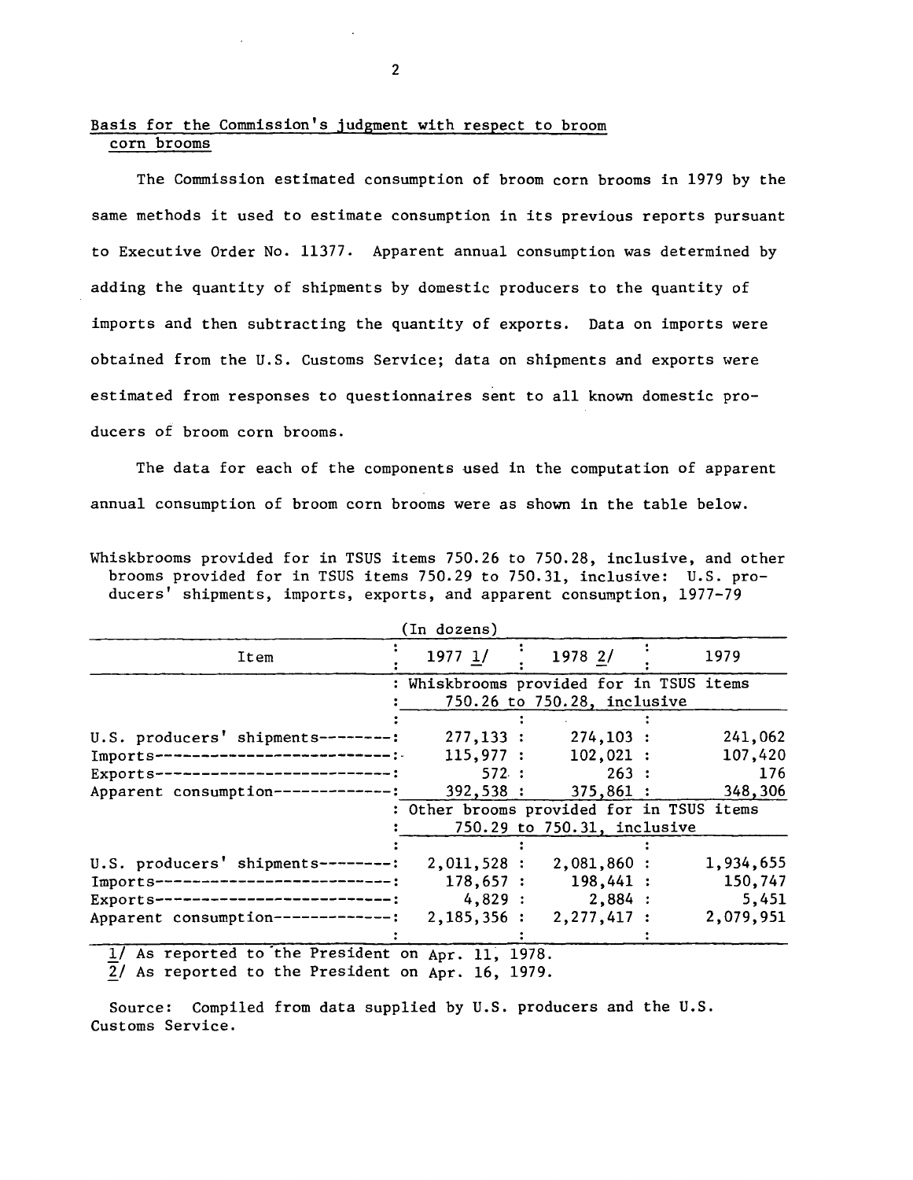## Basis for the Commission's judgment with respect to broom corn brooms

The Commission estimated consumption of broom corn brooms in 1979 by the same methods it used to estimate consumption in its previous reports pursuant to Executive Order No. 11377. Apparent annual consumption was determined by adding the quantity of shipments by domestic producers to the quantity of imports and then subtracting the quantity of exports. Data on imports were obtained from the U.S. Customs Service; data on shipments and exports were estimated from responses to questionnaires sent to all known domestic producers of broom corn brooms.

The data for each of the components used in the computation of apparent annual consumption of broom corn brooms were as shown in the table below.

Whiskbrooms provided for in TSUS items 750.26 to 750.28, inclusive, and other brooms provided for in TSUS items 750.29 to 750.31, inclusive: U.S. producers' shipments, imports, exports, and apparent consumption, 1977-79

(In dozens)

| Item | 1977 1/ | 1978 2/ | 1979 |
|---|---|---|---|
| | Whiskbrooms provided for in TSUS items 750.26 to 750.28, inclusive | | |
| U.S. producers' shipments | 277,133 | 274,103 | 241,062 |
| Imports | 115,977 | 102,021 | 107,420 |
| Exports | 572 | 263 | 176 |
| Apparent consumption | 392,538 | 375,861 | 348,306 |
| | Other brooms provided for in TSUS items 750.29 to 750.31, inclusive | | |
| U.S. producers' shipments | 2,011,528 | 2,081,860 | 1,934,655 |
| Imports | 178,657 | 198,441 | 150,747 |
| Exports | 4,829 | 2,884 | 5,451 |
| Apparent consumption | 2,185,356 | 2,277,417 | 2,079,951 |

1/ As reported to the President on Apr. 11, 1978.
2/ As reported to the President on Apr. 16, 1979.

Source: Compiled from data supplied by U.S. producers and the U.S. Customs Service.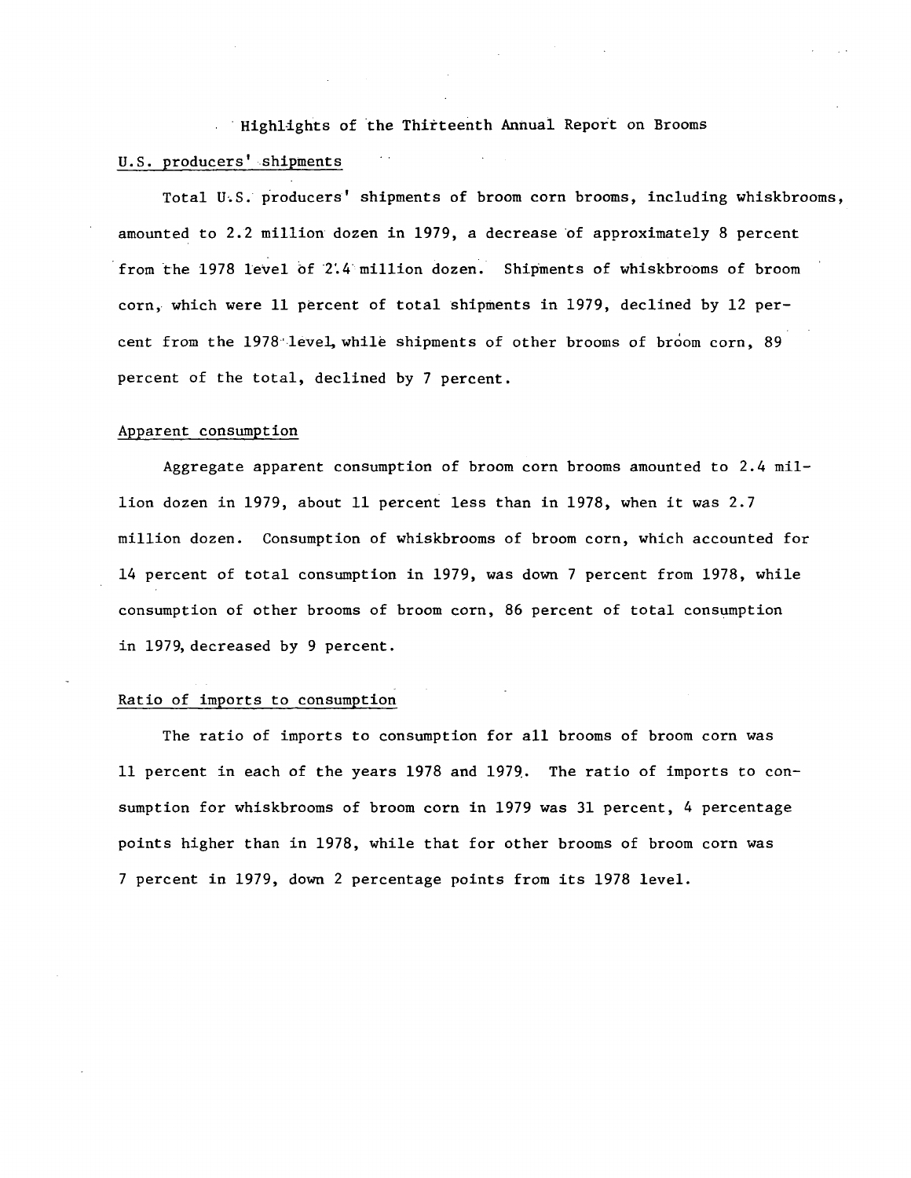# Highlights of the Thirteenth Annual Report on Brooms

## U.S. producers' shipments

Total U.S. producers' shipments of broom corn brooms, including whiskbrooms, amounted to 2.2 million dozen in 1979, a decrease of approximately 8 percent from the 1978 level of 2.4 million dozen. Shipments of whiskbrooms of broom corn, which were 11 percent of total shipments in 1979, declined by 12 percent from the 1978 level, while shipments of other brooms of broom corn, 89 percent of the total, declined by 7 percent.

## Apparent consumption

Aggregate apparent consumption of broom corn brooms amounted to 2.4 million dozen in 1979, about 11 percent less than in 1978, when it was 2.7 million dozen. Consumption of whiskbrooms of broom corn, which accounted for 14 percent of total consumption in 1979, was down 7 percent from 1978, while consumption of other brooms of broom corn, 86 percent of total consumption in 1979, decreased by 9 percent.

## Ratio of imports to consumption

The ratio of imports to consumption for all brooms of broom corn was 11 percent in each of the years 1978 and 1979. The ratio of imports to consumption for whiskbrooms of broom corn in 1979 was 31 percent, 4 percentage points higher than in 1978, while that for other brooms of broom corn was 7 percent in 1979, down 2 percentage points from its 1978 level.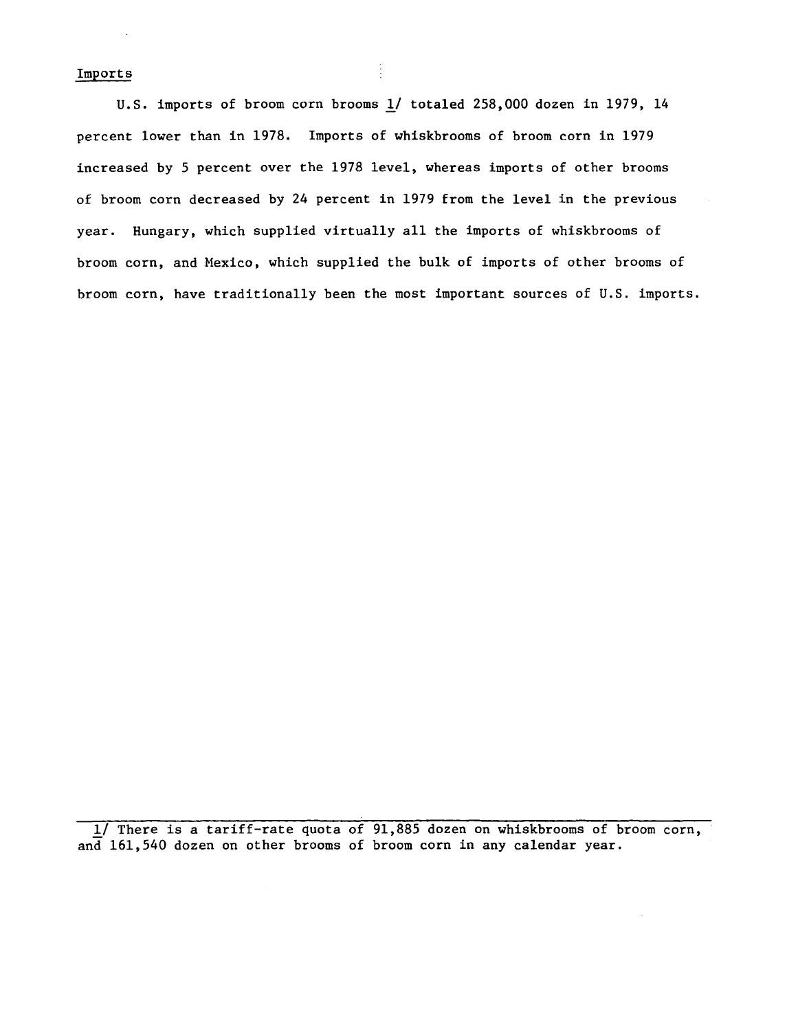Imports

U.S. imports of broom corn brooms 1/ totaled 258,000 dozen in 1979, 14 percent lower than in 1978. Imports of whiskbrooms of broom corn in 1979 increased by 5 percent over the 1978 level, whereas imports of other brooms of broom corn decreased by 24 percent in 1979 from the level in the previous year. Hungary, which supplied virtually all the imports of whiskbrooms of broom corn, and Mexico, which supplied the bulk of imports of other brooms of broom corn, have traditionally been the most important sources of U.S. imports.

---

1/ There is a tariff-rate quota of 91,885 dozen on whiskbrooms of broom corn, and 161,540 dozen on other brooms of broom corn in any calendar year.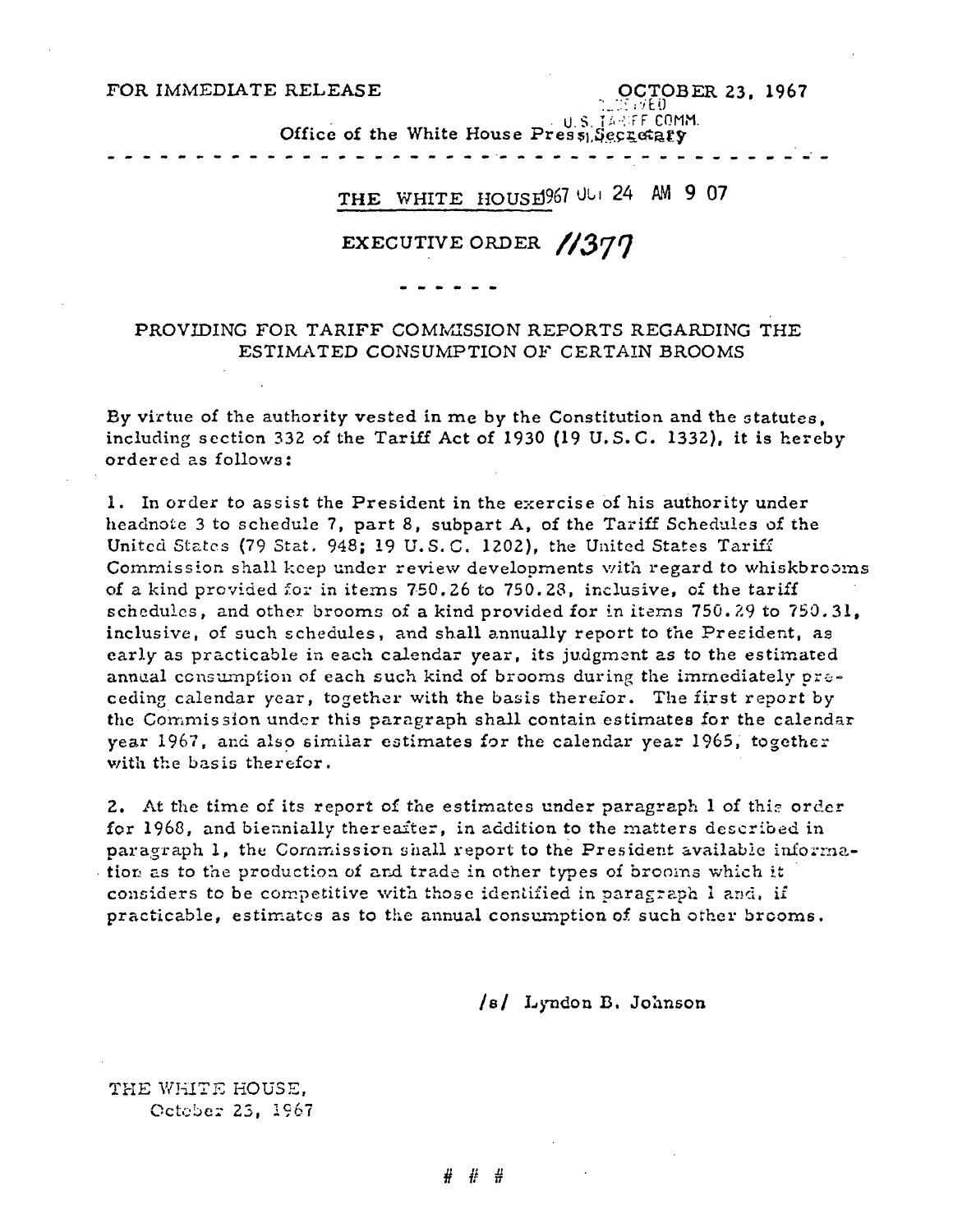FOR IMMEDIATE RELEASE

OCTOBER 23, 1967

Office of the White House Press Secretary

RECEIVED U.S. TARIFF COMM. 1967 OCT 24 AM 9 07

---

## THE WHITE HOUSE

## EXECUTIVE ORDER 11377

- - - - - -

### PROVIDING FOR TARIFF COMMISSION REPORTS REGARDING THE ESTIMATED CONSUMPTION OF CERTAIN BROOMS

By virtue of the authority vested in me by the Constitution and the statutes, including section 332 of the Tariff Act of 1930 (19 U.S.C. 1332), it is hereby ordered as follows:

1. In order to assist the President in the exercise of his authority under headnote 3 to schedule 7, part 8, subpart A, of the Tariff Schedules of the United States (79 Stat. 948; 19 U.S.C. 1202), the United States Tariff Commission shall keep under review developments with regard to whiskbrooms of a kind provided for in items 750.26 to 750.28, inclusive, of the tariff schedules, and other brooms of a kind provided for in items 750.29 to 750.31, inclusive, of such schedules, and shall annually report to the President, as early as practicable in each calendar year, its judgment as to the estimated annual consumption of each such kind of brooms during the immediately preceding calendar year, together with the basis therefor. The first report by the Commission under this paragraph shall contain estimates for the calendar year 1967, and also similar estimates for the calendar year 1965, together with the basis therefor.

2. At the time of its report of the estimates under paragraph 1 of this order for 1968, and biennially thereafter, in addition to the matters described in paragraph 1, the Commission shall report to the President available information as to the production of and trade in other types of brooms which it considers to be competitive with those identified in paragraph 1 and, if practicable, estimates as to the annual consumption of such other brooms.

/s/ Lyndon B. Johnson

THE WHITE HOUSE,
October 23, 1967

# # #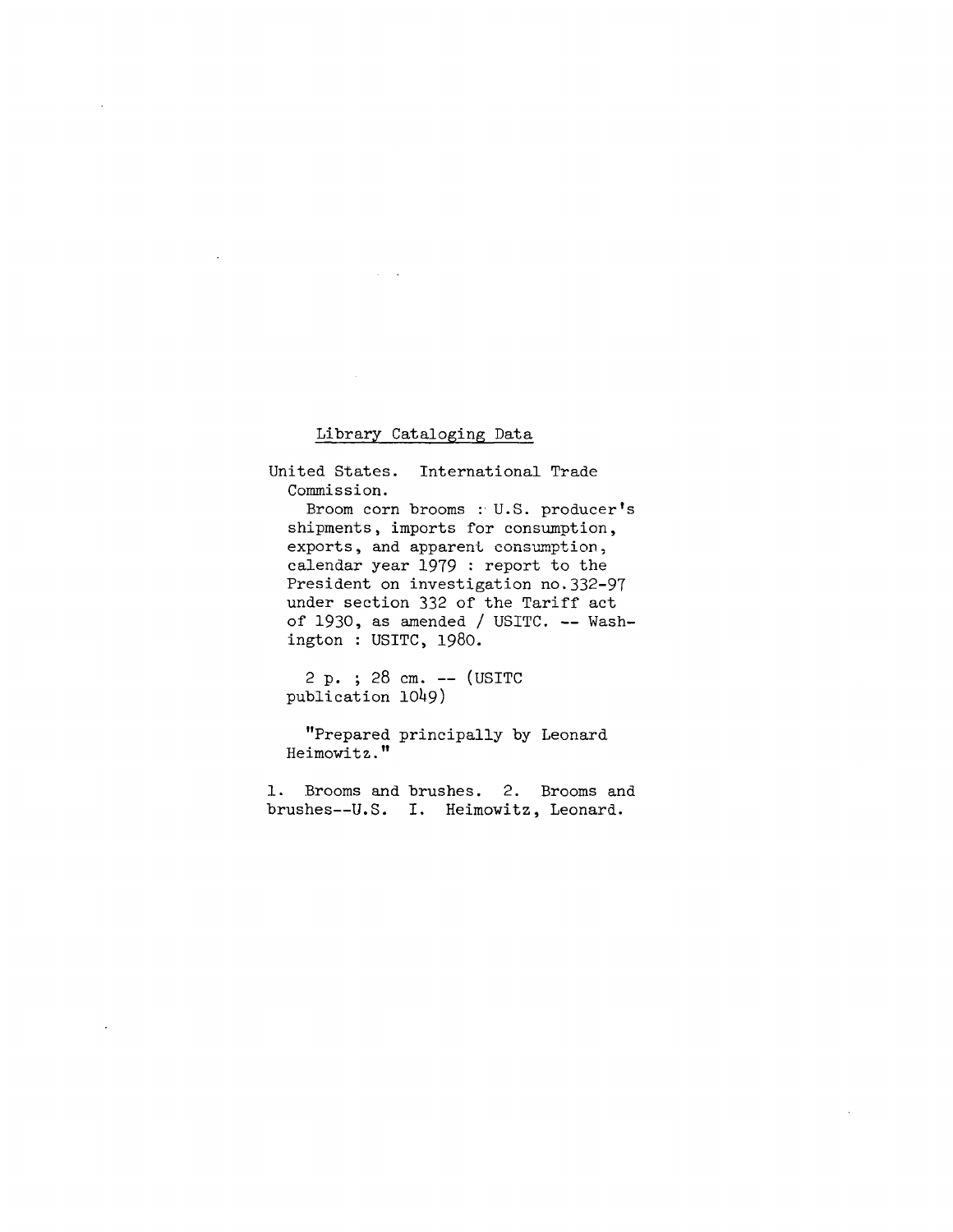Library Cataloging Data

United States. International Trade Commission.

Broom corn brooms : U.S. producer's shipments, imports for consumption, exports, and apparent consumption, calendar year 1979 : report to the President on investigation no.332-97 under section 332 of the Tariff act of 1930, as amended / USITC. -- Washington : USITC, 1980.

2 p. ; 28 cm. -- (USITC publication 1049)

"Prepared principally by Leonard Heimowitz."

1. Brooms and brushes. 2. Brooms and brushes--U.S. I. Heimowitz, Leonard.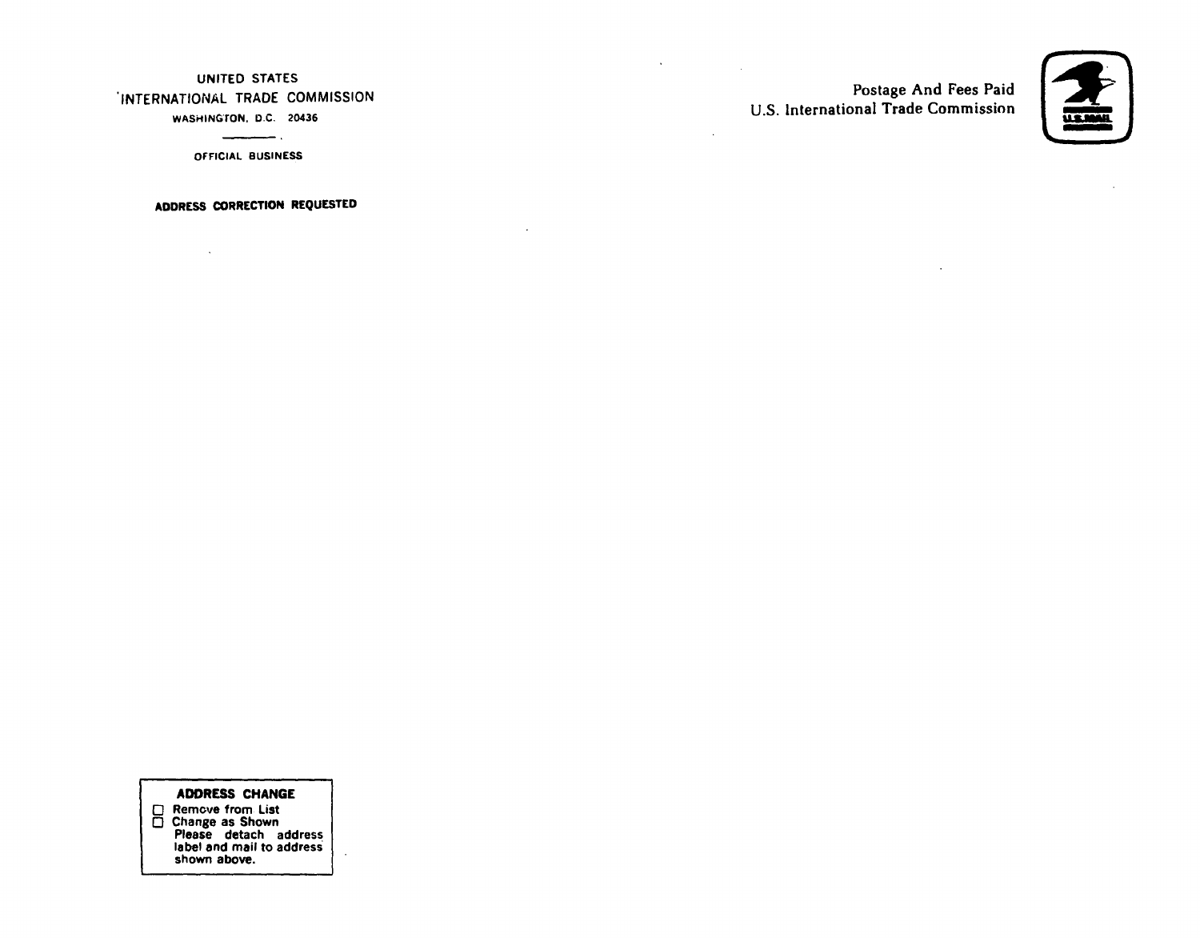UNITED STATES
INTERNATIONAL TRADE COMMISSION
WASHINGTON, D.C. 20436

OFFICIAL BUSINESS

ADDRESS CORRECTION REQUESTED

Postage And Fees Paid
U.S. International Trade Commission

**ADDRESS CHANGE**

- ☐ Remove from List
- ☐ Change as Shown

Please detach address label and mail to address shown above.